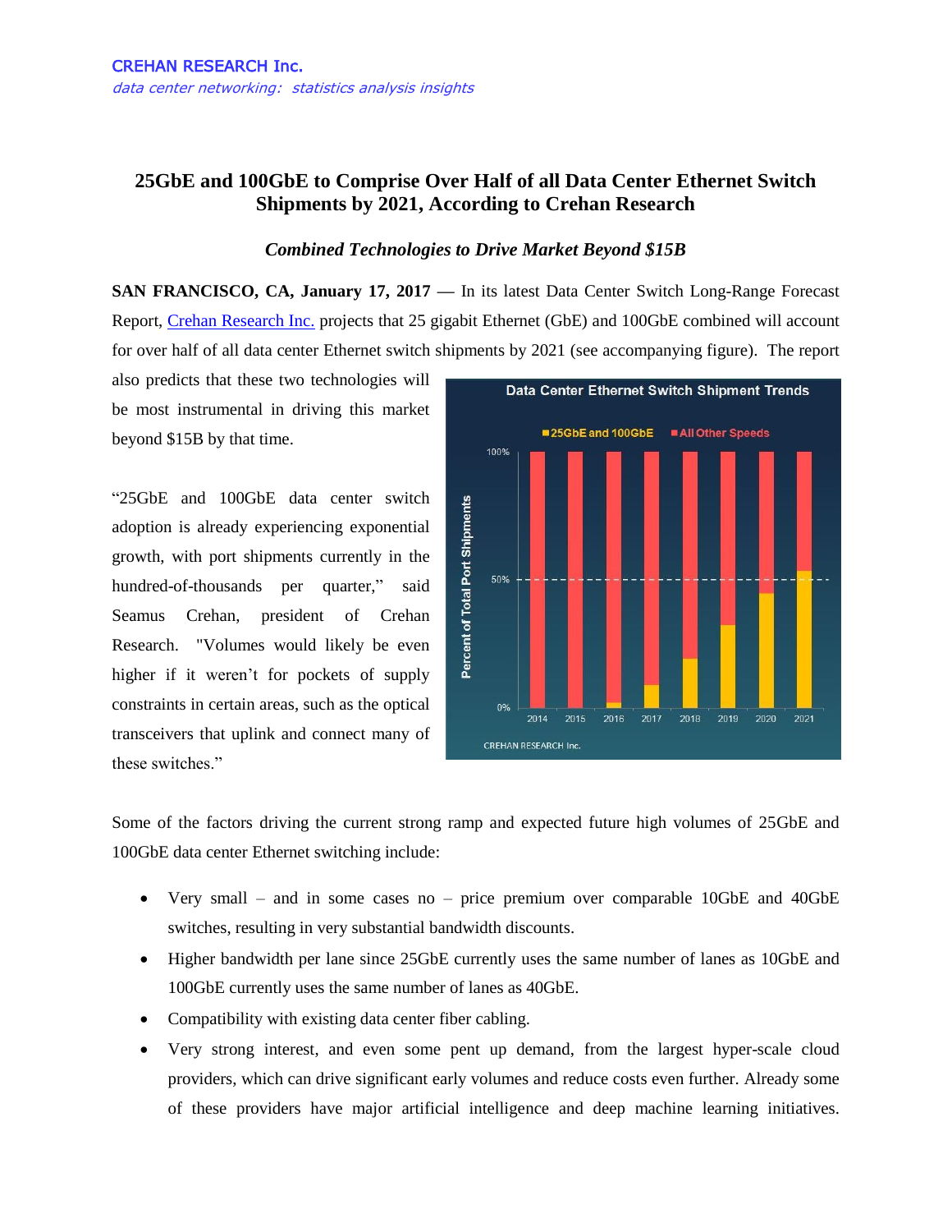CREHAN RESEARCH Inc.

*data center networking: statistics analysis insights*

# 25GbE and 100GbE to Comprise Over Half of all Data Center Ethernet Switch Shipments by 2021, According to Crehan Research

### *Combined Technologies to Drive Market Beyond $15B*

**SAN FRANCISCO, CA, January 17, 2017** — In its latest Data Center Switch Long-Range Forecast Report, [Crehan Research Inc.](#) projects that 25 gigabit Ethernet (GbE) and 100GbE combined will account for over half of all data center Ethernet switch shipments by 2021 (see accompanying figure). The report also predicts that these two technologies will be most instrumental in driving this market beyond $15B by that time.

"25GbE and 100GbE data center switch adoption is already experiencing exponential growth, with port shipments currently in the hundred-of-thousands per quarter," said Seamus Crehan, president of Crehan Research. "Volumes would likely be even higher if it weren't for pockets of supply constraints in certain areas, such as the optical transceivers that uplink and connect many of these switches."

Some of the factors driving the current strong ramp and expected future high volumes of 25GbE and 100GbE data center Ethernet switching include:

- Very small – and in some cases no – price premium over comparable 10GbE and 40GbE switches, resulting in very substantial bandwidth discounts.
- Higher bandwidth per lane since 25GbE currently uses the same number of lanes as 10GbE and 100GbE currently uses the same number of lanes as 40GbE.
- Compatibility with existing data center fiber cabling.
- Very strong interest, and even some pent up demand, from the largest hyper-scale cloud providers, which can drive significant early volumes and reduce costs even further. Already some of these providers have major artificial intelligence and deep machine learning initiatives.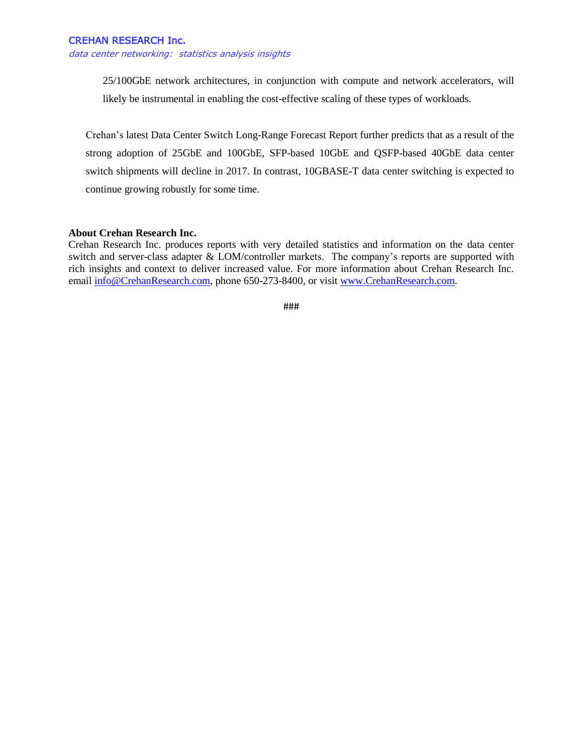25/100GbE network architectures, in conjunction with compute and network accelerators, will likely be instrumental in enabling the cost-effective scaling of these types of workloads.

Crehan's latest Data Center Switch Long-Range Forecast Report further predicts that as a result of the strong adoption of 25GbE and 100GbE, SFP-based 10GbE and QSFP-based 40GbE data center switch shipments will decline in 2017. In contrast, 10GBASE-T data center switching is expected to continue growing robustly for some time.

**About Crehan Research Inc.**
Crehan Research Inc. produces reports with very detailed statistics and information on the data center switch and server-class adapter & LOM/controller markets. The company's reports are supported with rich insights and context to deliver increased value. For more information about Crehan Research Inc. email info@CrehanResearch.com, phone 650-273-8400, or visit www.CrehanResearch.com.

###